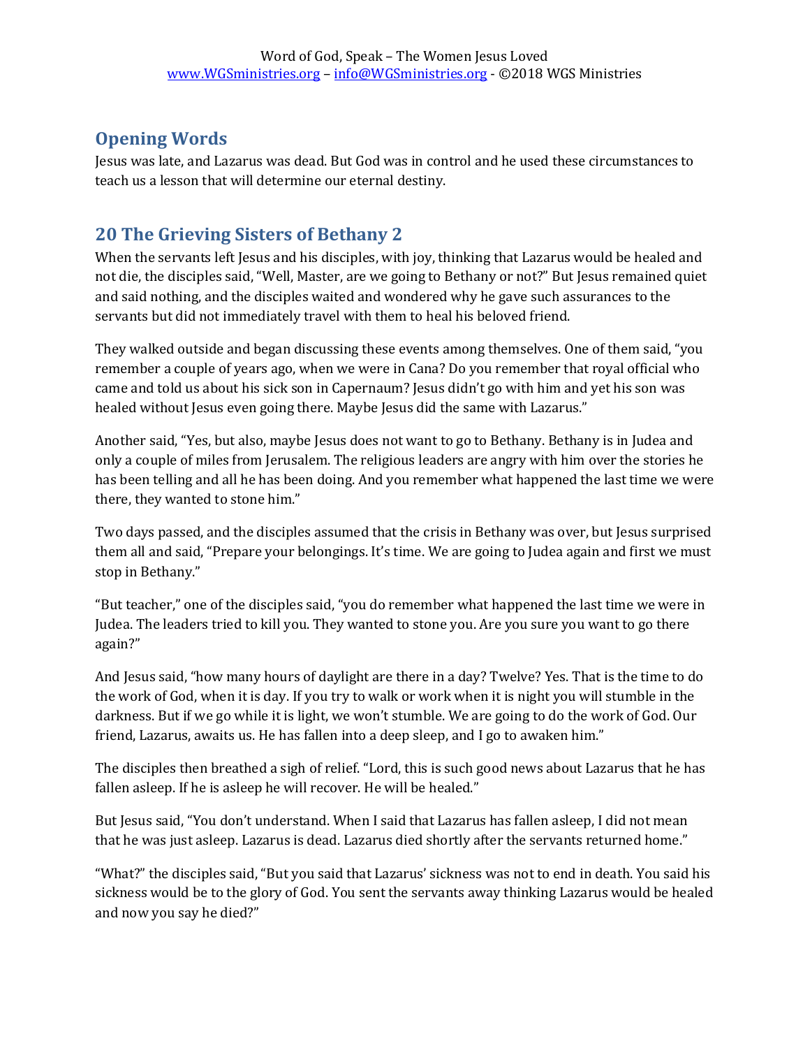## Opening Words

Jesus was late, and Lazarus was dead. But God was in control and he used these circumstances to teach us a lesson that will determine our eternal destiny.

## 20 The Grieving Sisters of Bethany 2

When the servants left Jesus and his disciples, with joy, thinking that Lazarus would be healed and not die, the disciples said, "Well, Master, are we going to Bethany or not?" But Jesus remained quiet and said nothing, and the disciples waited and wondered why he gave such assurances to the servants but did not immediately travel with them to heal his beloved friend.

They walked outside and began discussing these events among themselves. One of them said, "you remember a couple of years ago, when we were in Cana? Do you remember that royal official who came and told us about his sick son in Capernaum? Jesus didn't go with him and yet his son was healed without Jesus even going there. Maybe Jesus did the same with Lazarus."

Another said, "Yes, but also, maybe Jesus does not want to go to Bethany. Bethany is in Judea and only a couple of miles from Jerusalem. The religious leaders are angry with him over the stories he has been telling and all he has been doing. And you remember what happened the last time we were there, they wanted to stone him."

Two days passed, and the disciples assumed that the crisis in Bethany was over, but Jesus surprised them all and said, "Prepare your belongings. It's time. We are going to Judea again and first we must stop in Bethany."

"But teacher," one of the disciples said, "you do remember what happened the last time we were in Judea. The leaders tried to kill you. They wanted to stone you. Are you sure you want to go there again?"

And Jesus said, "how many hours of daylight are there in a day? Twelve? Yes. That is the time to do the work of God, when it is day. If you try to walk or work when it is night you will stumble in the darkness. But if we go while it is light, we won't stumble. We are going to do the work of God. Our friend, Lazarus, awaits us. He has fallen into a deep sleep, and I go to awaken him."

The disciples then breathed a sigh of relief. "Lord, this is such good news about Lazarus that he has fallen asleep. If he is asleep he will recover. He will be healed."

But Jesus said, "You don't understand. When I said that Lazarus has fallen asleep, I did not mean that he was just asleep. Lazarus is dead. Lazarus died shortly after the servants returned home."

"What?" the disciples said, "But you said that Lazarus' sickness was not to end in death. You said his sickness would be to the glory of God. You sent the servants away thinking Lazarus would be healed and now you say he died?"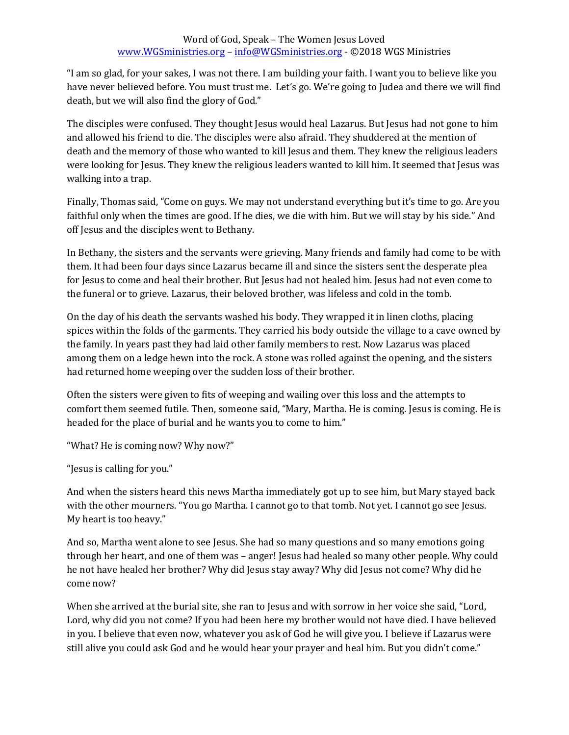"I am so glad, for your sakes, I was not there. I am building your faith. I want you to believe like you have never believed before. You must trust me. Let's go. We're going to Judea and there we will find death, but we will also find the glory of God."

The disciples were confused. They thought Jesus would heal Lazarus. But Jesus had not gone to him and allowed his friend to die. The disciples were also afraid. They shuddered at the mention of death and the memory of those who wanted to kill Jesus and them. They knew the religious leaders were looking for Jesus. They knew the religious leaders wanted to kill him. It seemed that Jesus was walking into a trap.

Finally, Thomas said, "Come on guys. We may not understand everything but it's time to go. Are you faithful only when the times are good. If he dies, we die with him. But we will stay by his side." And off Jesus and the disciples went to Bethany.

In Bethany, the sisters and the servants were grieving. Many friends and family had come to be with them. It had been four days since Lazarus became ill and since the sisters sent the desperate plea for Jesus to come and heal their brother. But Jesus had not healed him. Jesus had not even come to the funeral or to grieve. Lazarus, their beloved brother, was lifeless and cold in the tomb.

On the day of his death the servants washed his body. They wrapped it in linen cloths, placing spices within the folds of the garments. They carried his body outside the village to a cave owned by the family. In years past they had laid other family members to rest. Now Lazarus was placed among them on a ledge hewn into the rock. A stone was rolled against the opening, and the sisters had returned home weeping over the sudden loss of their brother.

Often the sisters were given to fits of weeping and wailing over this loss and the attempts to comfort them seemed futile. Then, someone said, "Mary, Martha. He is coming. Jesus is coming. He is headed for the place of burial and he wants you to come to him."

"What? He is coming now? Why now?"

"Jesus is calling for you."

And when the sisters heard this news Martha immediately got up to see him, but Mary stayed back with the other mourners. "You go Martha. I cannot go to that tomb. Not yet. I cannot go see Jesus. My heart is too heavy."

And so, Martha went alone to see Jesus. She had so many questions and so many emotions going through her heart, and one of them was – anger! Jesus had healed so many other people. Why could he not have healed her brother? Why did Jesus stay away? Why did Jesus not come? Why did he come now?

When she arrived at the burial site, she ran to Jesus and with sorrow in her voice she said, "Lord, Lord, why did you not come? If you had been here my brother would not have died. I have believed in you. I believe that even now, whatever you ask of God he will give you. I believe if Lazarus were still alive you could ask God and he would hear your prayer and heal him. But you didn't come."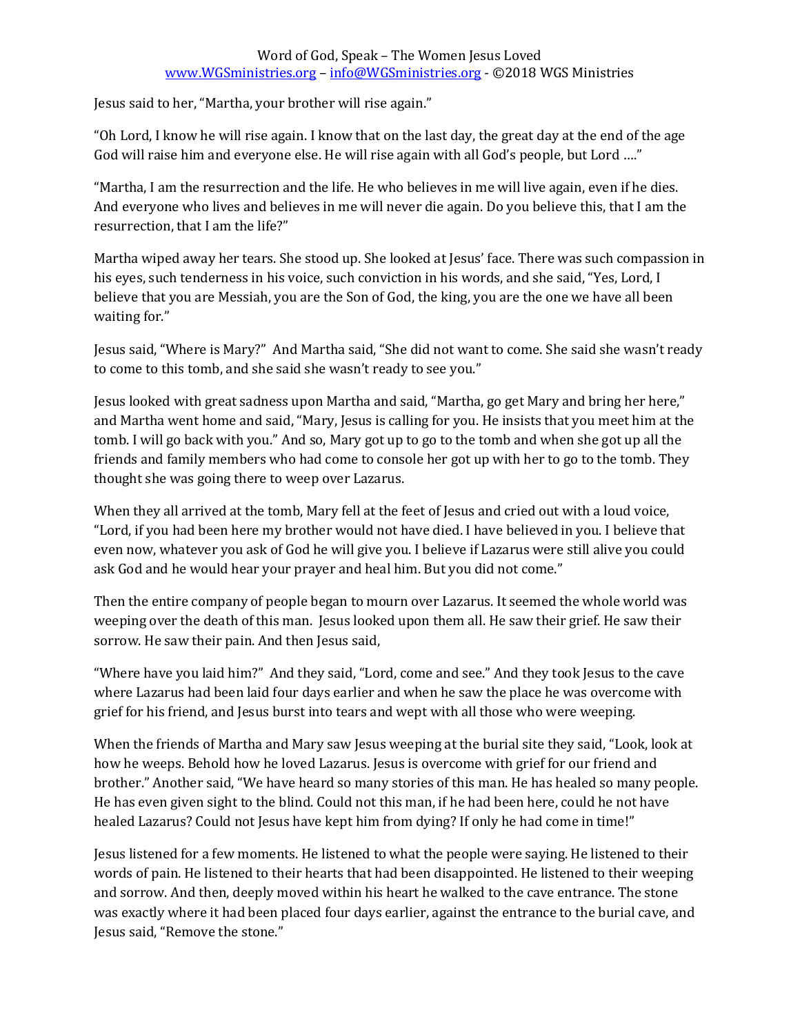Jesus said to her, "Martha, your brother will rise again."

"Oh Lord, I know he will rise again. I know that on the last day, the great day at the end of the age God will raise him and everyone else. He will rise again with all God's people, but Lord …."

"Martha, I am the resurrection and the life. He who believes in me will live again, even if he dies. And everyone who lives and believes in me will never die again. Do you believe this, that I am the resurrection, that I am the life?"

Martha wiped away her tears. She stood up. She looked at Jesus' face. There was such compassion in his eyes, such tenderness in his voice, such conviction in his words, and she said, "Yes, Lord, I believe that you are Messiah, you are the Son of God, the king, you are the one we have all been waiting for."

Jesus said, "Where is Mary?" And Martha said, "She did not want to come. She said she wasn't ready to come to this tomb, and she said she wasn't ready to see you."

Jesus looked with great sadness upon Martha and said, "Martha, go get Mary and bring her here," and Martha went home and said, "Mary, Jesus is calling for you. He insists that you meet him at the tomb. I will go back with you." And so, Mary got up to go to the tomb and when she got up all the friends and family members who had come to console her got up with her to go to the tomb. They thought she was going there to weep over Lazarus.

When they all arrived at the tomb, Mary fell at the feet of Jesus and cried out with a loud voice, "Lord, if you had been here my brother would not have died. I have believed in you. I believe that even now, whatever you ask of God he will give you. I believe if Lazarus were still alive you could ask God and he would hear your prayer and heal him. But you did not come."

Then the entire company of people began to mourn over Lazarus. It seemed the whole world was weeping over the death of this man. Jesus looked upon them all. He saw their grief. He saw their sorrow. He saw their pain. And then Jesus said,

"Where have you laid him?" And they said, "Lord, come and see." And they took Jesus to the cave where Lazarus had been laid four days earlier and when he saw the place he was overcome with grief for his friend, and Jesus burst into tears and wept with all those who were weeping.

When the friends of Martha and Mary saw Jesus weeping at the burial site they said, "Look, look at how he weeps. Behold how he loved Lazarus. Jesus is overcome with grief for our friend and brother." Another said, "We have heard so many stories of this man. He has healed so many people. He has even given sight to the blind. Could not this man, if he had been here, could he not have healed Lazarus? Could not Jesus have kept him from dying? If only he had come in time!"

Jesus listened for a few moments. He listened to what the people were saying. He listened to their words of pain. He listened to their hearts that had been disappointed. He listened to their weeping and sorrow. And then, deeply moved within his heart he walked to the cave entrance. The stone was exactly where it had been placed four days earlier, against the entrance to the burial cave, and Jesus said, "Remove the stone."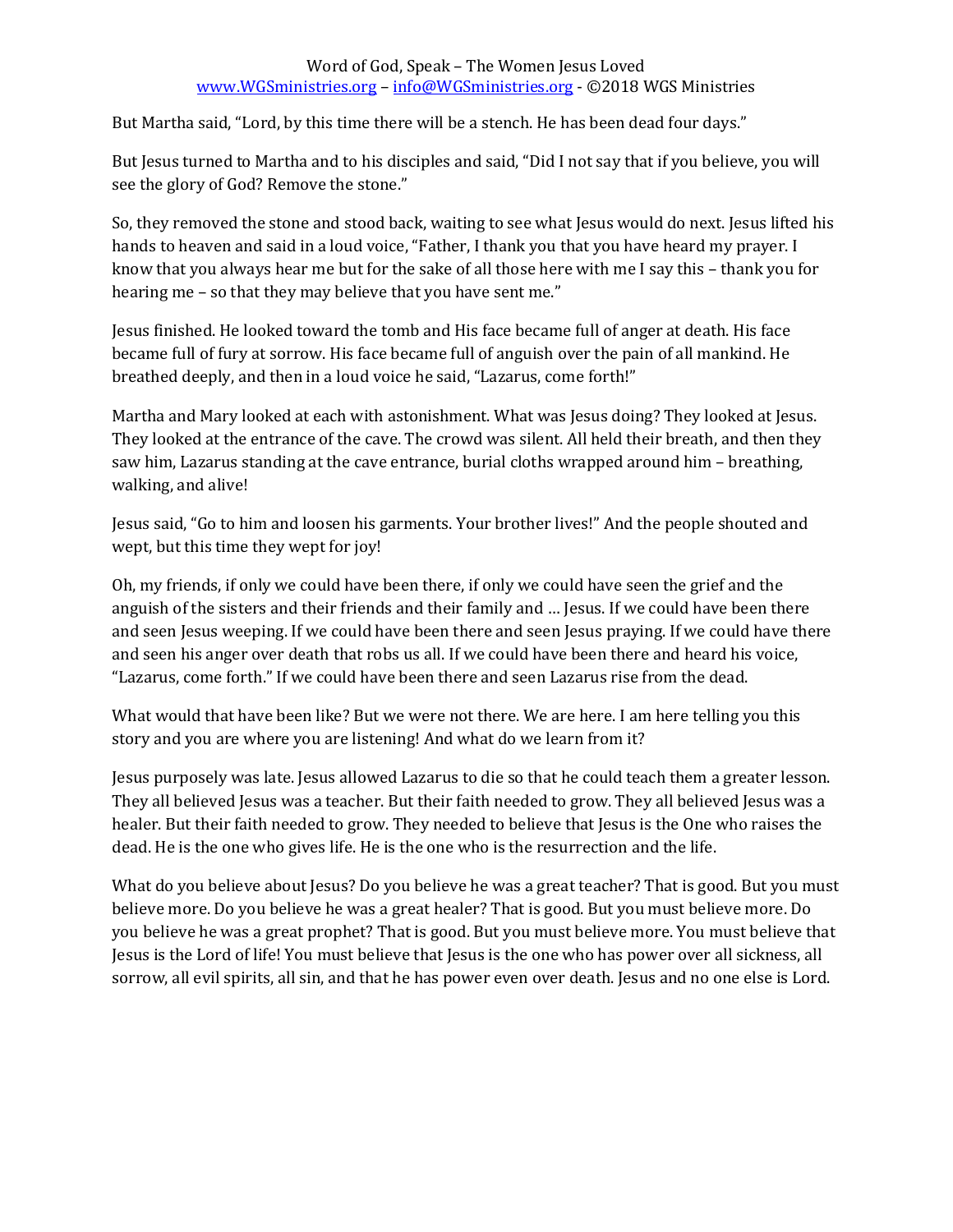But Martha said, "Lord, by this time there will be a stench. He has been dead four days."

But Jesus turned to Martha and to his disciples and said, "Did I not say that if you believe, you will see the glory of God? Remove the stone."

So, they removed the stone and stood back, waiting to see what Jesus would do next. Jesus lifted his hands to heaven and said in a loud voice, "Father, I thank you that you have heard my prayer. I know that you always hear me but for the sake of all those here with me I say this – thank you for hearing me – so that they may believe that you have sent me."

Jesus finished. He looked toward the tomb and His face became full of anger at death. His face became full of fury at sorrow. His face became full of anguish over the pain of all mankind. He breathed deeply, and then in a loud voice he said, "Lazarus, come forth!"

Martha and Mary looked at each with astonishment. What was Jesus doing? They looked at Jesus. They looked at the entrance of the cave. The crowd was silent. All held their breath, and then they saw him, Lazarus standing at the cave entrance, burial cloths wrapped around him – breathing, walking, and alive!

Jesus said, "Go to him and loosen his garments. Your brother lives!" And the people shouted and wept, but this time they wept for joy!

Oh, my friends, if only we could have been there, if only we could have seen the grief and the anguish of the sisters and their friends and their family and … Jesus. If we could have been there and seen Jesus weeping. If we could have been there and seen Jesus praying. If we could have there and seen his anger over death that robs us all. If we could have been there and heard his voice, "Lazarus, come forth." If we could have been there and seen Lazarus rise from the dead.

What would that have been like? But we were not there. We are here. I am here telling you this story and you are where you are listening! And what do we learn from it?

Jesus purposely was late. Jesus allowed Lazarus to die so that he could teach them a greater lesson. They all believed Jesus was a teacher. But their faith needed to grow. They all believed Jesus was a healer. But their faith needed to grow. They needed to believe that Jesus is the One who raises the dead. He is the one who gives life. He is the one who is the resurrection and the life.

What do you believe about Jesus? Do you believe he was a great teacher? That is good. But you must believe more. Do you believe he was a great healer? That is good. But you must believe more. Do you believe he was a great prophet? That is good. But you must believe more. You must believe that Jesus is the Lord of life! You must believe that Jesus is the one who has power over all sickness, all sorrow, all evil spirits, all sin, and that he has power even over death. Jesus and no one else is Lord.